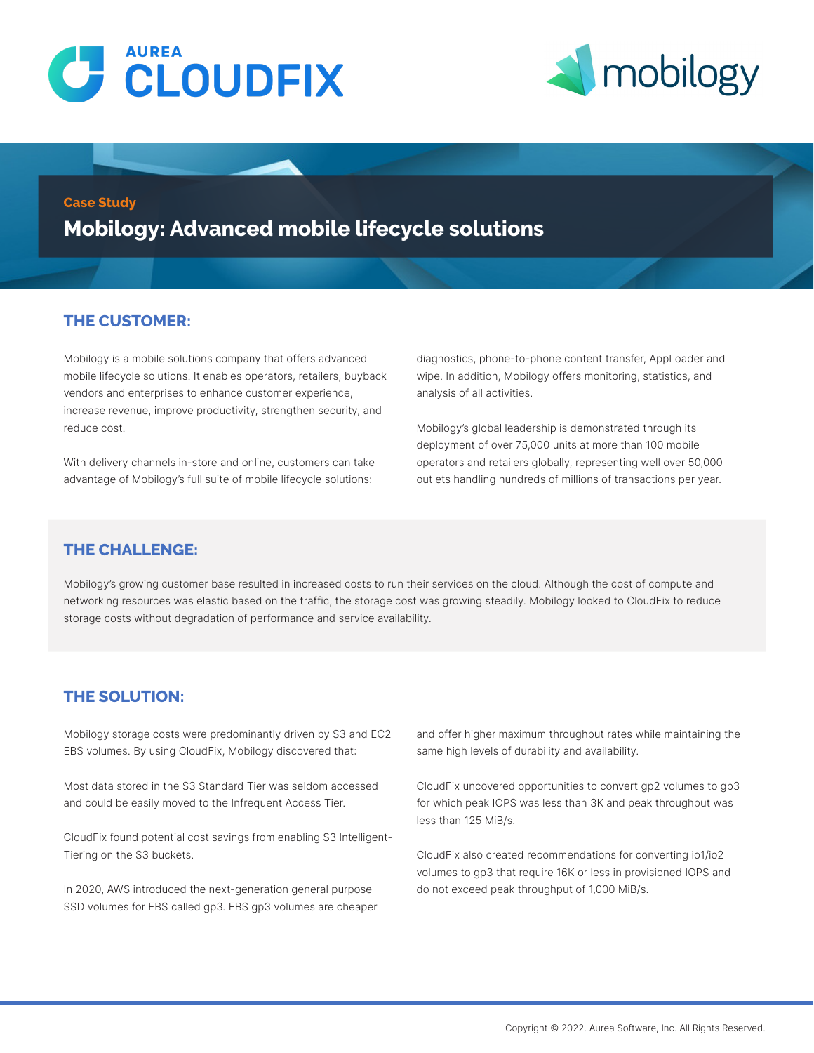Case Study

# Mobilogy: Advanced mobile lifecycle solutions

## THE CUSTOMER:

Mobilogy is a mobile solutions company that offers advanced mobile lifecycle solutions. It enables operators, retailers, buyback vendors and enterprises to enhance customer experience, increase revenue, improve productivity, strengthen security, and reduce cost.

With delivery channels in-store and online, customers can take advantage of Mobilogy's full suite of mobile lifecycle solutions: diagnostics, phone-to-phone content transfer, AppLoader and wipe. In addition, Mobilogy offers monitoring, statistics, and analysis of all activities.

Mobilogy's global leadership is demonstrated through its deployment of over 75,000 units at more than 100 mobile operators and retailers globally, representing well over 50,000 outlets handling hundreds of millions of transactions per year.

## THE CHALLENGE:

Mobilogy's growing customer base resulted in increased costs to run their services on the cloud. Although the cost of compute and networking resources was elastic based on the traffic, the storage cost was growing steadily. Mobilogy looked to CloudFix to reduce storage costs without degradation of performance and service availability.

## THE SOLUTION:

Mobilogy storage costs were predominantly driven by S3 and EC2 EBS volumes. By using CloudFix, Mobilogy discovered that:

Most data stored in the S3 Standard Tier was seldom accessed and could be easily moved to the Infrequent Access Tier.

CloudFix found potential cost savings from enabling S3 Intelligent-Tiering on the S3 buckets.

In 2020, AWS introduced the next-generation general purpose SSD volumes for EBS called gp3. EBS gp3 volumes are cheaper and offer higher maximum throughput rates while maintaining the same high levels of durability and availability.

CloudFix uncovered opportunities to convert gp2 volumes to gp3 for which peak IOPS was less than 3K and peak throughput was less than 125 MiB/s.

CloudFix also created recommendations for converting io1/io2 volumes to gp3 that require 16K or less in provisioned IOPS and do not exceed peak throughput of 1,000 MiB/s.

Copyright © 2022. Aurea Software, Inc. All Rights Reserved.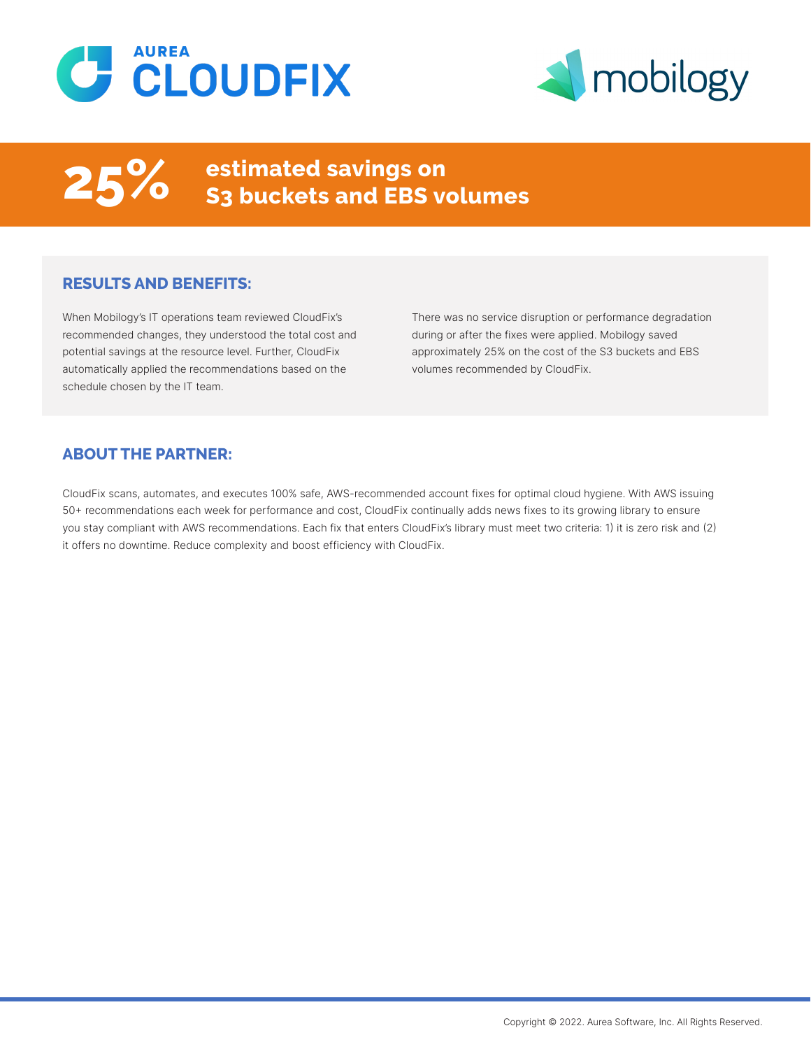**AUREA CLOUDFIX**

**mobilogy**

# 25% estimated savings on S3 buckets and EBS volumes

## RESULTS AND BENEFITS:

When Mobilogy's IT operations team reviewed CloudFix's recommended changes, they understood the total cost and potential savings at the resource level. Further, CloudFix automatically applied the recommendations based on the schedule chosen by the IT team.

There was no service disruption or performance degradation during or after the fixes were applied. Mobilogy saved approximately 25% on the cost of the S3 buckets and EBS volumes recommended by CloudFix.

## ABOUT THE PARTNER:

CloudFix scans, automates, and executes 100% safe, AWS-recommended account fixes for optimal cloud hygiene. With AWS issuing 50+ recommendations each week for performance and cost, CloudFix continually adds news fixes to its growing library to ensure you stay compliant with AWS recommendations. Each fix that enters CloudFix's library must meet two criteria: 1) it is zero risk and (2) it offers no downtime. Reduce complexity and boost efficiency with CloudFix.

Copyright © 2022. Aurea Software, Inc. All Rights Reserved.